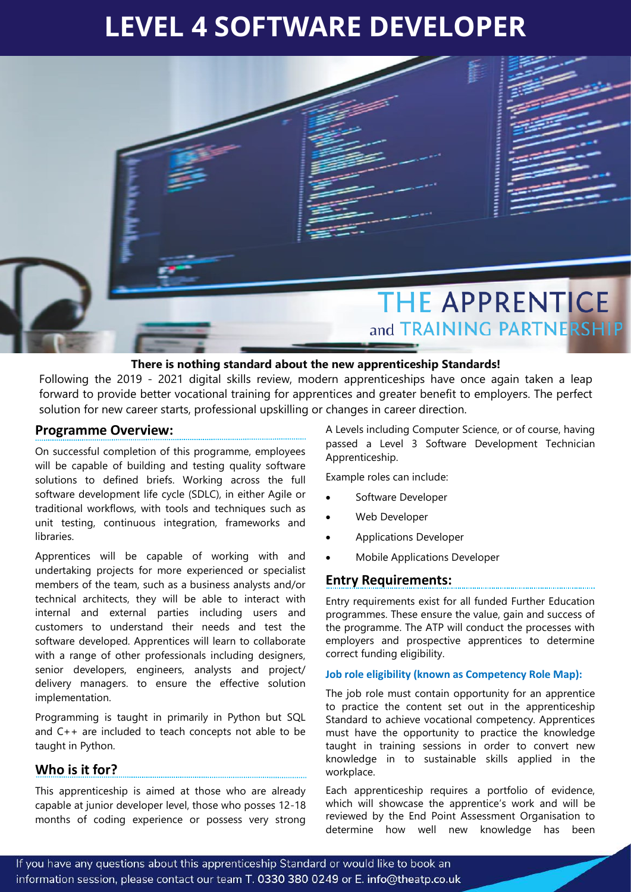# LEVEL 4 SOFTWARE DEVELOPER

**There is nothing standard about the new apprenticeship Standards!**

Following the 2019 - 2021 digital skills review, modern apprenticeships have once again taken a leap forward to provide better vocational training for apprentices and greater benefit to employers. The perfect solution for new career starts, professional upskilling or changes in career direction.

## Programme Overview:

On successful completion of this programme, employees will be capable of building and testing quality software solutions to defined briefs. Working across the full software development life cycle (SDLC), in either Agile or traditional workflows, with tools and techniques such as unit testing, continuous integration, frameworks and libraries.

Apprentices will be capable of working with and undertaking projects for more experienced or specialist members of the team, such as a business analysts and/or technical architects, they will be able to interact with internal and external parties including users and customers to understand their needs and test the software developed. Apprentices will learn to collaborate with a range of other professionals including designers, senior developers, engineers, analysts and project/ delivery managers. to ensure the effective solution implementation.

Programming is taught in primarily in Python but SQL and C++ are included to teach concepts not able to be taught in Python.

## Who is it for?

This apprenticeship is aimed at those who are already capable at junior developer level, those who posses 12-18 months of coding experience or possess very strong A Levels including Computer Science, or of course, having passed a Level 3 Software Development Technician Apprenticeship.

Example roles can include:

- Software Developer
- Web Developer
- Applications Developer
- Mobile Applications Developer

## Entry Requirements:

Entry requirements exist for all funded Further Education programmes. These ensure the value, gain and success of the programme. The ATP will conduct the processes with employers and prospective apprentices to determine correct funding eligibility.

### Job role eligibility (known as Competency Role Map):

The job role must contain opportunity for an apprentice to practice the content set out in the apprenticeship Standard to achieve vocational competency. Apprentices must have the opportunity to practice the knowledge taught in training sessions in order to convert new knowledge in to sustainable skills applied in the workplace.

Each apprenticeship requires a portfolio of evidence, which will showcase the apprentice's work and will be reviewed by the End Point Assessment Organisation to determine how well new knowledge has been

If you have any questions about this apprenticeship Standard or would like to book an information session, please contact our team T. 0330 380 0249 or E. info@theatp.co.uk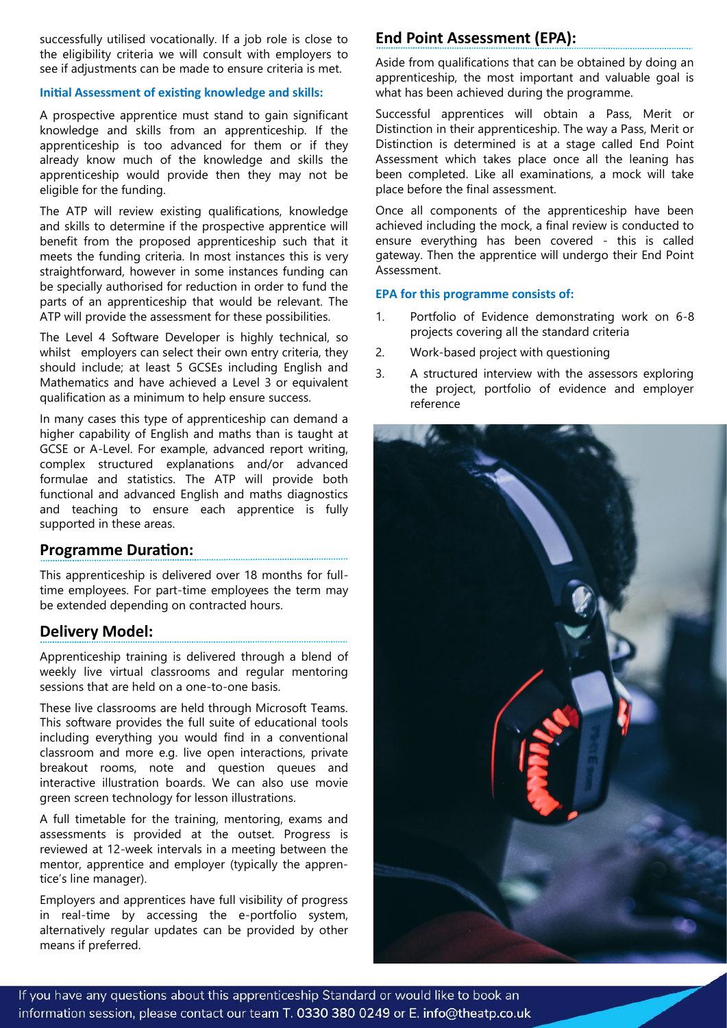successfully utilised vocationally. If a job role is close to the eligibility criteria we will consult with employers to see if adjustments can be made to ensure criteria is met.

### Initial Assessment of existing knowledge and skills:

A prospective apprentice must stand to gain significant knowledge and skills from an apprenticeship. If the apprenticeship is too advanced for them or if they already know much of the knowledge and skills the apprenticeship would provide then they may not be eligible for the funding.

The ATP will review existing qualifications, knowledge and skills to determine if the prospective apprentice will benefit from the proposed apprenticeship such that it meets the funding criteria. In most instances this is very straightforward, however in some instances funding can be specially authorised for reduction in order to fund the parts of an apprenticeship that would be relevant. The ATP will provide the assessment for these possibilities.

The Level 4 Software Developer is highly technical, so whilst employers can select their own entry criteria, they should include; at least 5 GCSEs including English and Mathematics and have achieved a Level 3 or equivalent qualification as a minimum to help ensure success.

In many cases this type of apprenticeship can demand a higher capability of English and maths than is taught at GCSE or A-Level. For example, advanced report writing, complex structured explanations and/or advanced formulae and statistics. The ATP will provide both functional and advanced English and maths diagnostics and teaching to ensure each apprentice is fully supported in these areas.

## Programme Duration:

This apprenticeship is delivered over 18 months for full-time employees. For part-time employees the term may be extended depending on contracted hours.

## Delivery Model:

Apprenticeship training is delivered through a blend of weekly live virtual classrooms and regular mentoring sessions that are held on a one-to-one basis.

These live classrooms are held through Microsoft Teams. This software provides the full suite of educational tools including everything you would find in a conventional classroom and more e.g. live open interactions, private breakout rooms, note and question queues and interactive illustration boards. We can also use movie green screen technology for lesson illustrations.

A full timetable for the training, mentoring, exams and assessments is provided at the outset. Progress is reviewed at 12-week intervals in a meeting between the mentor, apprentice and employer (typically the apprentice's line manager).

Employers and apprentices have full visibility of progress in real-time by accessing the e-portfolio system, alternatively regular updates can be provided by other means if preferred.

## End Point Assessment (EPA):

Aside from qualifications that can be obtained by doing an apprenticeship, the most important and valuable goal is what has been achieved during the programme.

Successful apprentices will obtain a Pass, Merit or Distinction in their apprenticeship. The way a Pass, Merit or Distinction is determined is at a stage called End Point Assessment which takes place once all the leaning has been completed. Like all examinations, a mock will take place before the final assessment.

Once all components of the apprenticeship have been achieved including the mock, a final review is conducted to ensure everything has been covered - this is called gateway. Then the apprentice will undergo their End Point Assessment.

### EPA for this programme consists of:

1. Portfolio of Evidence demonstrating work on 6-8 projects covering all the standard criteria
2. Work-based project with questioning
3. A structured interview with the assessors exploring the project, portfolio of evidence and employer reference

If you have any questions about this apprenticeship Standard or would like to book an information session, please contact our team T. 0330 380 0249 or E. info@theatp.co.uk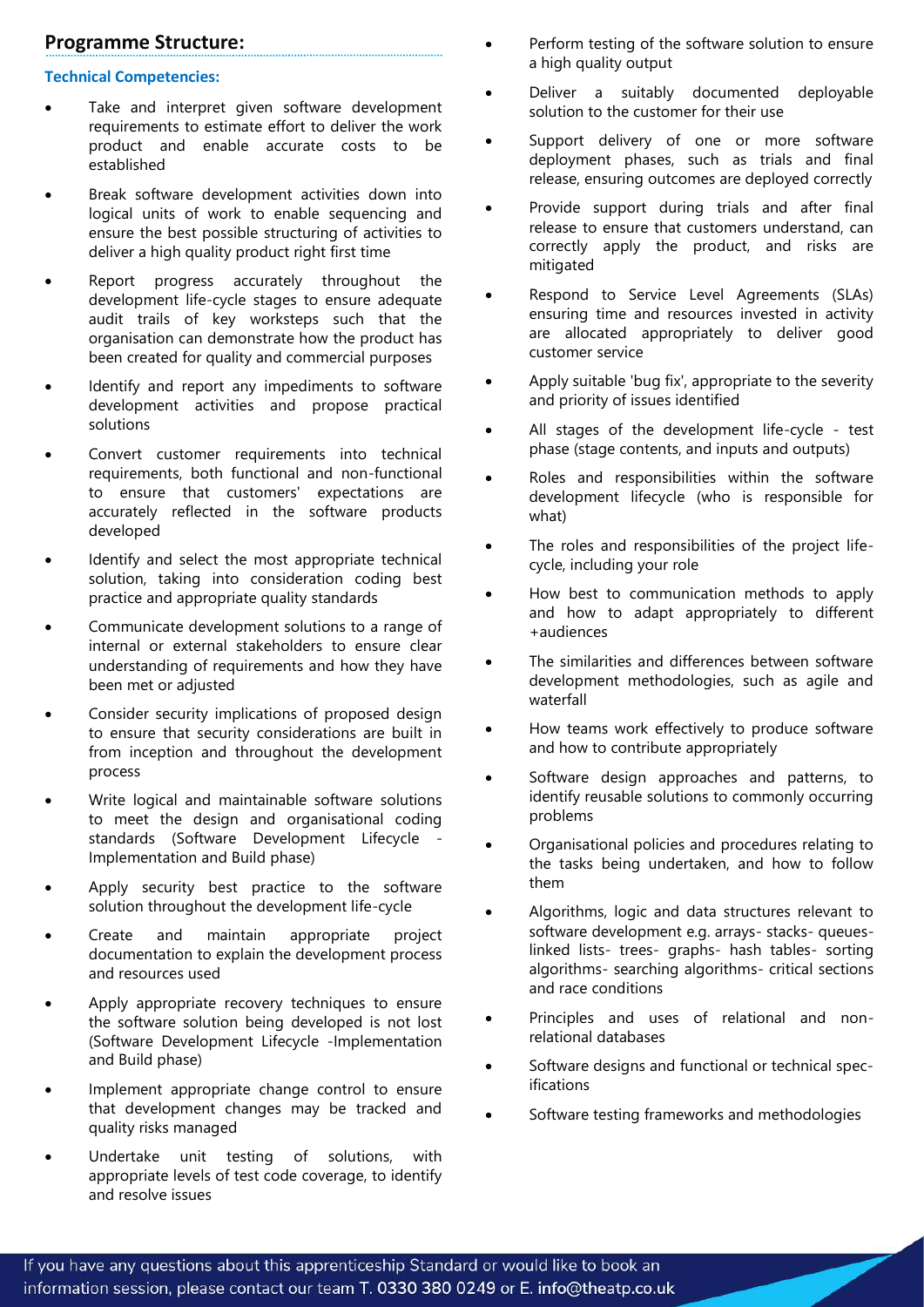## Programme Structure:

### Technical Competencies:

- Take and interpret given software development requirements to estimate effort to deliver the work product and enable accurate costs to be established
- Break software development activities down into logical units of work to enable sequencing and ensure the best possible structuring of activities to deliver a high quality product right first time
- Report progress accurately throughout the development life-cycle stages to ensure adequate audit trails of key worksteps such that the organisation can demonstrate how the product has been created for quality and commercial purposes
- Identify and report any impediments to software development activities and propose practical solutions
- Convert customer requirements into technical requirements, both functional and non-functional to ensure that customers' expectations are accurately reflected in the software products developed
- Identify and select the most appropriate technical solution, taking into consideration coding best practice and appropriate quality standards
- Communicate development solutions to a range of internal or external stakeholders to ensure clear understanding of requirements and how they have been met or adjusted
- Consider security implications of proposed design to ensure that security considerations are built in from inception and throughout the development process
- Write logical and maintainable software solutions to meet the design and organisational coding standards (Software Development Lifecycle - Implementation and Build phase)
- Apply security best practice to the software solution throughout the development life-cycle
- Create and maintain appropriate project documentation to explain the development process and resources used
- Apply appropriate recovery techniques to ensure the software solution being developed is not lost (Software Development Lifecycle -Implementation and Build phase)
- Implement appropriate change control to ensure that development changes may be tracked and quality risks managed
- Undertake unit testing of solutions, with appropriate levels of test code coverage, to identify and resolve issues
- Perform testing of the software solution to ensure a high quality output
- Deliver a suitably documented deployable solution to the customer for their use
- Support delivery of one or more software deployment phases, such as trials and final release, ensuring outcomes are deployed correctly
- Provide support during trials and after final release to ensure that customers understand, can correctly apply the product, and risks are mitigated
- Respond to Service Level Agreements (SLAs) ensuring time and resources invested in activity are allocated appropriately to deliver good customer service
- Apply suitable 'bug fix', appropriate to the severity and priority of issues identified
- All stages of the development life-cycle - test phase (stage contents, and inputs and outputs)
- Roles and responsibilities within the software development lifecycle (who is responsible for what)
- The roles and responsibilities of the project life-cycle, including your role
- How best to communication methods to apply and how to adapt appropriately to different +audiences
- The similarities and differences between software development methodologies, such as agile and waterfall
- How teams work effectively to produce software and how to contribute appropriately
- Software design approaches and patterns, to identify reusable solutions to commonly occurring problems
- Organisational policies and procedures relating to the tasks being undertaken, and how to follow them
- Algorithms, logic and data structures relevant to software development e.g. arrays- stacks- queues- linked lists- trees- graphs- hash tables- sorting algorithms- searching algorithms- critical sections and race conditions
- Principles and uses of relational and non-relational databases
- Software designs and functional or technical specifications
- Software testing frameworks and methodologies

If you have any questions about this apprenticeship Standard or would like to book an information session, please contact our team T. 0330 380 0249 or E. info@theatp.co.uk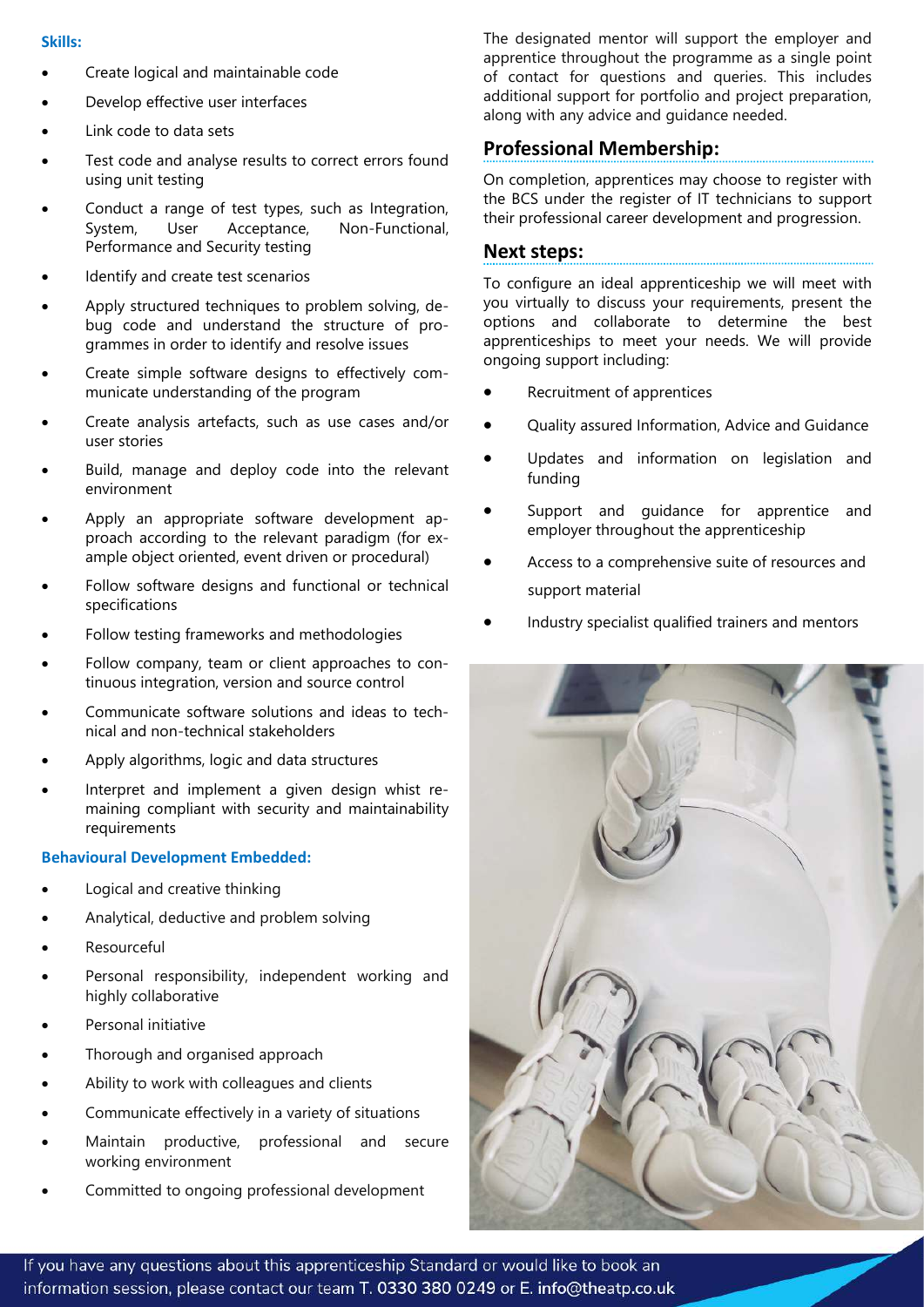**Skills:**

- Create logical and maintainable code
- Develop effective user interfaces
- Link code to data sets
- Test code and analyse results to correct errors found using unit testing
- Conduct a range of test types, such as Integration, System, User Acceptance, Non-Functional, Performance and Security testing
- Identify and create test scenarios
- Apply structured techniques to problem solving, debug code and understand the structure of programmes in order to identify and resolve issues
- Create simple software designs to effectively communicate understanding of the program
- Create analysis artefacts, such as use cases and/or user stories
- Build, manage and deploy code into the relevant environment
- Apply an appropriate software development approach according to the relevant paradigm (for example object oriented, event driven or procedural)
- Follow software designs and functional or technical specifications
- Follow testing frameworks and methodologies
- Follow company, team or client approaches to continuous integration, version and source control
- Communicate software solutions and ideas to technical and non-technical stakeholders
- Apply algorithms, logic and data structures
- Interpret and implement a given design whist remaining compliant with security and maintainability requirements

**Behavioural Development Embedded:**

- Logical and creative thinking
- Analytical, deductive and problem solving
- Resourceful
- Personal responsibility, independent working and highly collaborative
- Personal initiative
- Thorough and organised approach
- Ability to work with colleagues and clients
- Communicate effectively in a variety of situations
- Maintain productive, professional and secure working environment
- Committed to ongoing professional development

The designated mentor will support the employer and apprentice throughout the programme as a single point of contact for questions and queries. This includes additional support for portfolio and project preparation, along with any advice and guidance needed.

## Professional Membership:

On completion, apprentices may choose to register with the BCS under the register of IT technicians to support their professional career development and progression.

## Next steps:

To configure an ideal apprenticeship we will meet with you virtually to discuss your requirements, present the options and collaborate to determine the best apprenticeships to meet your needs. We will provide ongoing support including:

- Recruitment of apprentices
- Quality assured Information, Advice and Guidance
- Updates and information on legislation and funding
- Support and guidance for apprentice and employer throughout the apprenticeship
- Access to a comprehensive suite of resources and support material
- Industry specialist qualified trainers and mentors

If you have any questions about this apprenticeship Standard or would like to book an information session, please contact our team T. 0330 380 0249 or E. info@theatp.co.uk